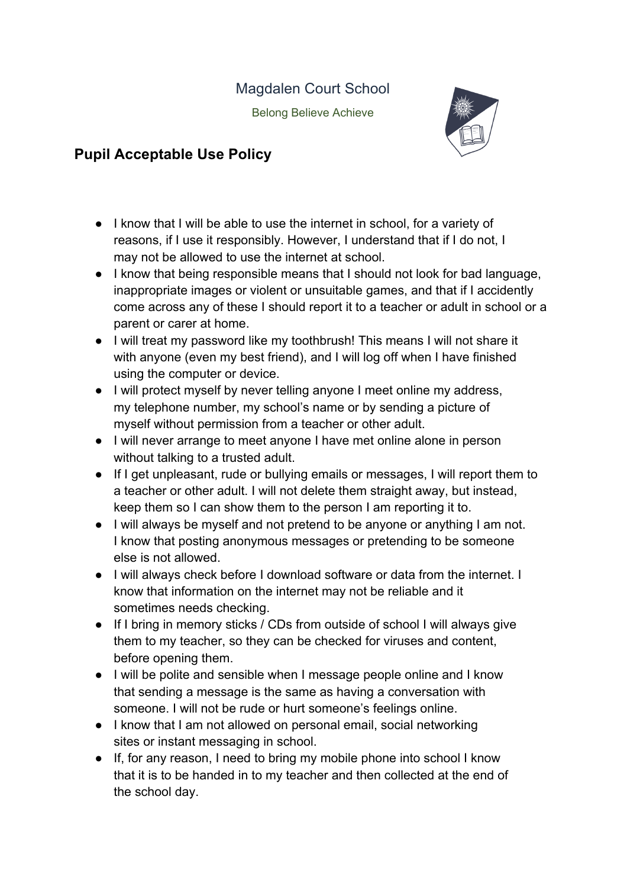Magdalen Court School

Belong Believe Achieve

## Pupil Acceptable Use Policy

- I know that I will be able to use the internet in school, for a variety of reasons, if I use it responsibly. However, I understand that if I do not, I may not be allowed to use the internet at school.
- I know that being responsible means that I should not look for bad language, inappropriate images or violent or unsuitable games, and that if I accidently come across any of these I should report it to a teacher or adult in school or a parent or carer at home.
- I will treat my password like my toothbrush! This means I will not share it with anyone (even my best friend), and I will log off when I have finished using the computer or device.
- I will protect myself by never telling anyone I meet online my address, my telephone number, my school's name or by sending a picture of myself without permission from a teacher or other adult.
- I will never arrange to meet anyone I have met online alone in person without talking to a trusted adult.
- If I get unpleasant, rude or bullying emails or messages, I will report them to a teacher or other adult. I will not delete them straight away, but instead, keep them so I can show them to the person I am reporting it to.
- I will always be myself and not pretend to be anyone or anything I am not. I know that posting anonymous messages or pretending to be someone else is not allowed.
- I will always check before I download software or data from the internet. I know that information on the internet may not be reliable and it sometimes needs checking.
- If I bring in memory sticks / CDs from outside of school I will always give them to my teacher, so they can be checked for viruses and content, before opening them.
- I will be polite and sensible when I message people online and I know that sending a message is the same as having a conversation with someone. I will not be rude or hurt someone's feelings online.
- I know that I am not allowed on personal email, social networking sites or instant messaging in school.
- If, for any reason, I need to bring my mobile phone into school I know that it is to be handed in to my teacher and then collected at the end of the school day.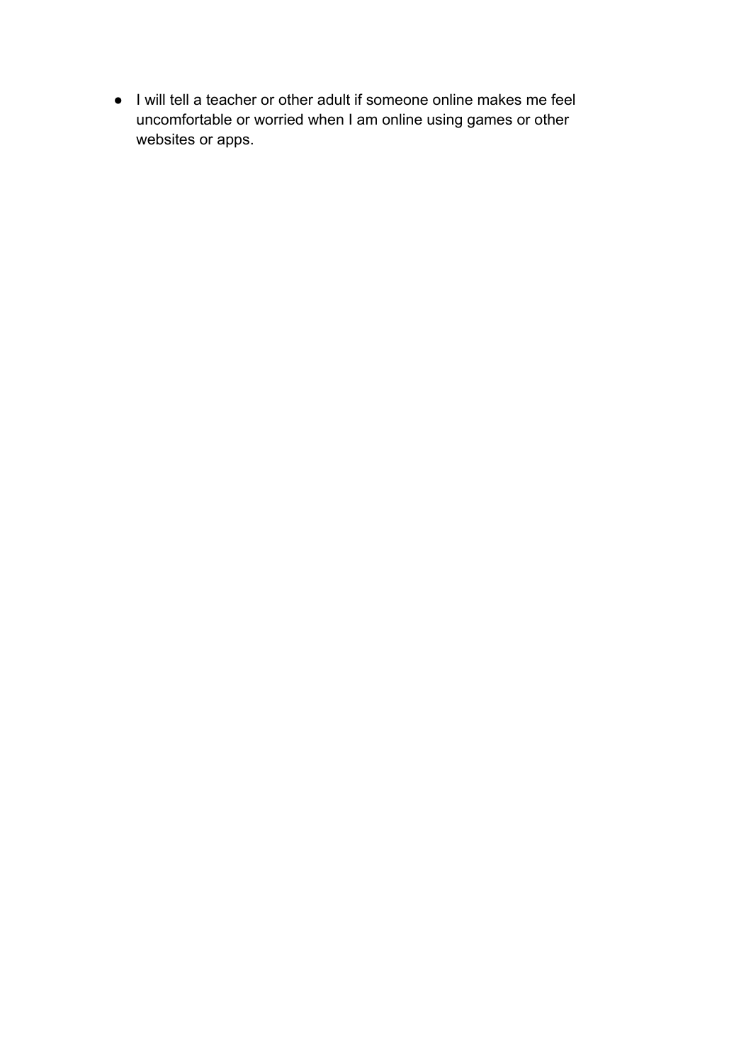- I will tell a teacher or other adult if someone online makes me feel uncomfortable or worried when I am online using games or other websites or apps.